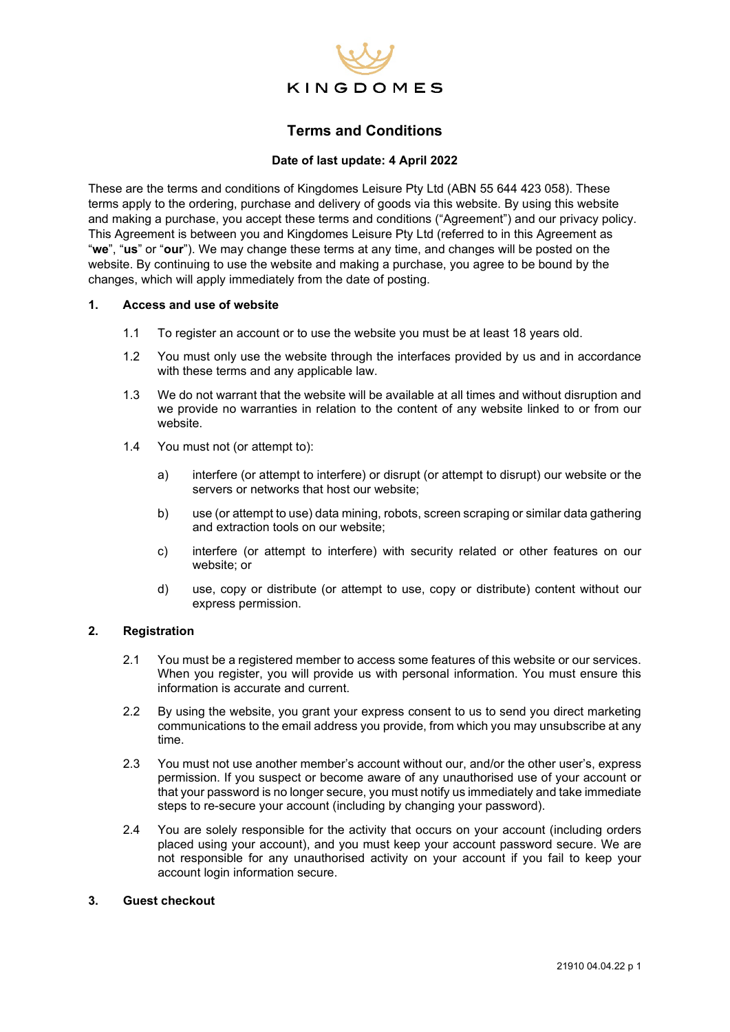KINGDOMES

# Terms and Conditions

**Date of last update: 4 April 2022**

These are the terms and conditions of Kingdomes Leisure Pty Ltd (ABN 55 644 423 058). These terms apply to the ordering, purchase and delivery of goods via this website. By using this website and making a purchase, you accept these terms and conditions ("Agreement") and our privacy policy. This Agreement is between you and Kingdomes Leisure Pty Ltd (referred to in this Agreement as "**we**", "**us**" or "**our**"). We may change these terms at any time, and changes will be posted on the website. By continuing to use the website and making a purchase, you agree to be bound by the changes, which will apply immediately from the date of posting.

## 1. Access and use of website

1.1 To register an account or to use the website you must be at least 18 years old.

1.2 You must only use the website through the interfaces provided by us and in accordance with these terms and any applicable law.

1.3 We do not warrant that the website will be available at all times and without disruption and we provide no warranties in relation to the content of any website linked to or from our website.

1.4 You must not (or attempt to):

a) interfere (or attempt to interfere) or disrupt (or attempt to disrupt) our website or the servers or networks that host our website;

b) use (or attempt to use) data mining, robots, screen scraping or similar data gathering and extraction tools on our website;

c) interfere (or attempt to interfere) with security related or other features on our website; or

d) use, copy or distribute (or attempt to use, copy or distribute) content without our express permission.

## 2. Registration

2.1 You must be a registered member to access some features of this website or our services. When you register, you will provide us with personal information. You must ensure this information is accurate and current.

2.2 By using the website, you grant your express consent to us to send you direct marketing communications to the email address you provide, from which you may unsubscribe at any time.

2.3 You must not use another member's account without our, and/or the other user's, express permission. If you suspect or become aware of any unauthorised use of your account or that your password is no longer secure, you must notify us immediately and take immediate steps to re-secure your account (including by changing your password).

2.4 You are solely responsible for the activity that occurs on your account (including orders placed using your account), and you must keep your account password secure. We are not responsible for any unauthorised activity on your account if you fail to keep your account login information secure.

## 3. Guest checkout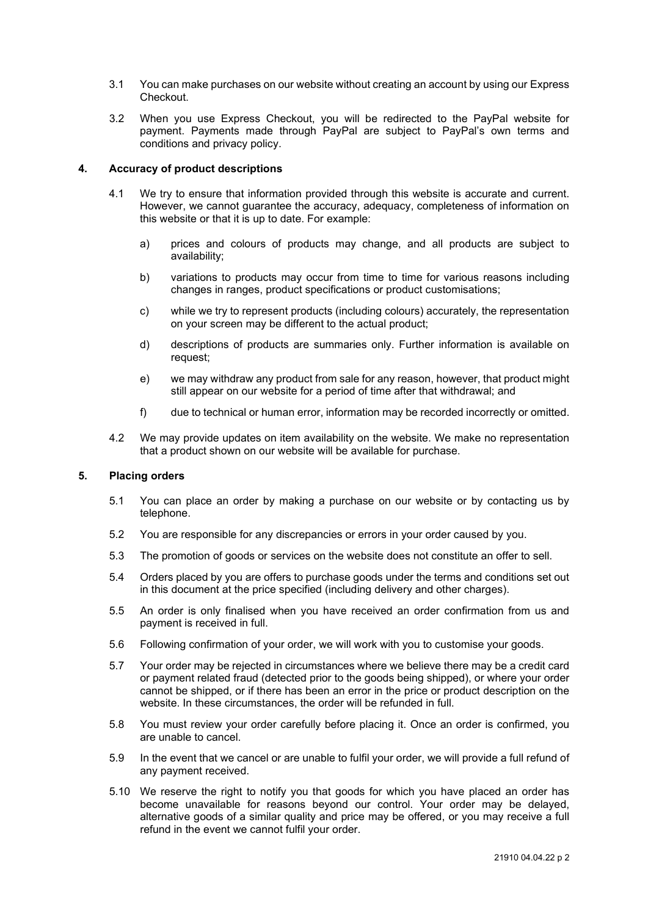3.1 You can make purchases on our website without creating an account by using our Express Checkout.

3.2 When you use Express Checkout, you will be redirected to the PayPal website for payment. Payments made through PayPal are subject to PayPal's own terms and conditions and privacy policy.

## 4. Accuracy of product descriptions

4.1 We try to ensure that information provided through this website is accurate and current. However, we cannot guarantee the accuracy, adequacy, completeness of information on this website or that it is up to date. For example:

a) prices and colours of products may change, and all products are subject to availability;

b) variations to products may occur from time to time for various reasons including changes in ranges, product specifications or product customisations;

c) while we try to represent products (including colours) accurately, the representation on your screen may be different to the actual product;

d) descriptions of products are summaries only. Further information is available on request;

e) we may withdraw any product from sale for any reason, however, that product might still appear on our website for a period of time after that withdrawal; and

f) due to technical or human error, information may be recorded incorrectly or omitted.

4.2 We may provide updates on item availability on the website. We make no representation that a product shown on our website will be available for purchase.

## 5. Placing orders

5.1 You can place an order by making a purchase on our website or by contacting us by telephone.

5.2 You are responsible for any discrepancies or errors in your order caused by you.

5.3 The promotion of goods or services on the website does not constitute an offer to sell.

5.4 Orders placed by you are offers to purchase goods under the terms and conditions set out in this document at the price specified (including delivery and other charges).

5.5 An order is only finalised when you have received an order confirmation from us and payment is received in full.

5.6 Following confirmation of your order, we will work with you to customise your goods.

5.7 Your order may be rejected in circumstances where we believe there may be a credit card or payment related fraud (detected prior to the goods being shipped), or where your order cannot be shipped, or if there has been an error in the price or product description on the website. In these circumstances, the order will be refunded in full.

5.8 You must review your order carefully before placing it. Once an order is confirmed, you are unable to cancel.

5.9 In the event that we cancel or are unable to fulfil your order, we will provide a full refund of any payment received.

5.10 We reserve the right to notify you that goods for which you have placed an order has become unavailable for reasons beyond our control. Your order may be delayed, alternative goods of a similar quality and price may be offered, or you may receive a full refund in the event we cannot fulfil your order.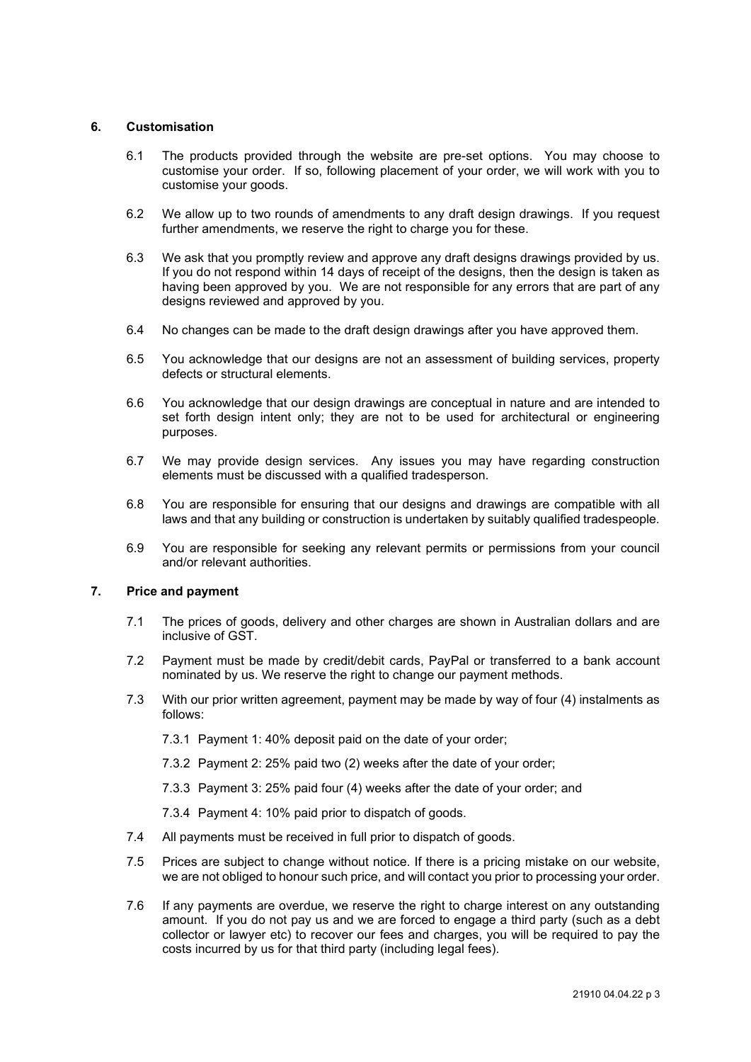## 6. Customisation

6.1 The products provided through the website are pre-set options. You may choose to customise your order. If so, following placement of your order, we will work with you to customise your goods.

6.2 We allow up to two rounds of amendments to any draft design drawings. If you request further amendments, we reserve the right to charge you for these.

6.3 We ask that you promptly review and approve any draft designs drawings provided by us. If you do not respond within 14 days of receipt of the designs, then the design is taken as having been approved by you. We are not responsible for any errors that are part of any designs reviewed and approved by you.

6.4 No changes can be made to the draft design drawings after you have approved them.

6.5 You acknowledge that our designs are not an assessment of building services, property defects or structural elements.

6.6 You acknowledge that our design drawings are conceptual in nature and are intended to set forth design intent only; they are not to be used for architectural or engineering purposes.

6.7 We may provide design services. Any issues you may have regarding construction elements must be discussed with a qualified tradesperson.

6.8 You are responsible for ensuring that our designs and drawings are compatible with all laws and that any building or construction is undertaken by suitably qualified tradespeople.

6.9 You are responsible for seeking any relevant permits or permissions from your council and/or relevant authorities.

## 7. Price and payment

7.1 The prices of goods, delivery and other charges are shown in Australian dollars and are inclusive of GST.

7.2 Payment must be made by credit/debit cards, PayPal or transferred to a bank account nominated by us. We reserve the right to change our payment methods.

7.3 With our prior written agreement, payment may be made by way of four (4) instalments as follows:

7.3.1 Payment 1: 40% deposit paid on the date of your order;

7.3.2 Payment 2: 25% paid two (2) weeks after the date of your order;

7.3.3 Payment 3: 25% paid four (4) weeks after the date of your order; and

7.3.4 Payment 4: 10% paid prior to dispatch of goods.

7.4 All payments must be received in full prior to dispatch of goods.

7.5 Prices are subject to change without notice. If there is a pricing mistake on our website, we are not obliged to honour such price, and will contact you prior to processing your order.

7.6 If any payments are overdue, we reserve the right to charge interest on any outstanding amount. If you do not pay us and we are forced to engage a third party (such as a debt collector or lawyer etc) to recover our fees and charges, you will be required to pay the costs incurred by us for that third party (including legal fees).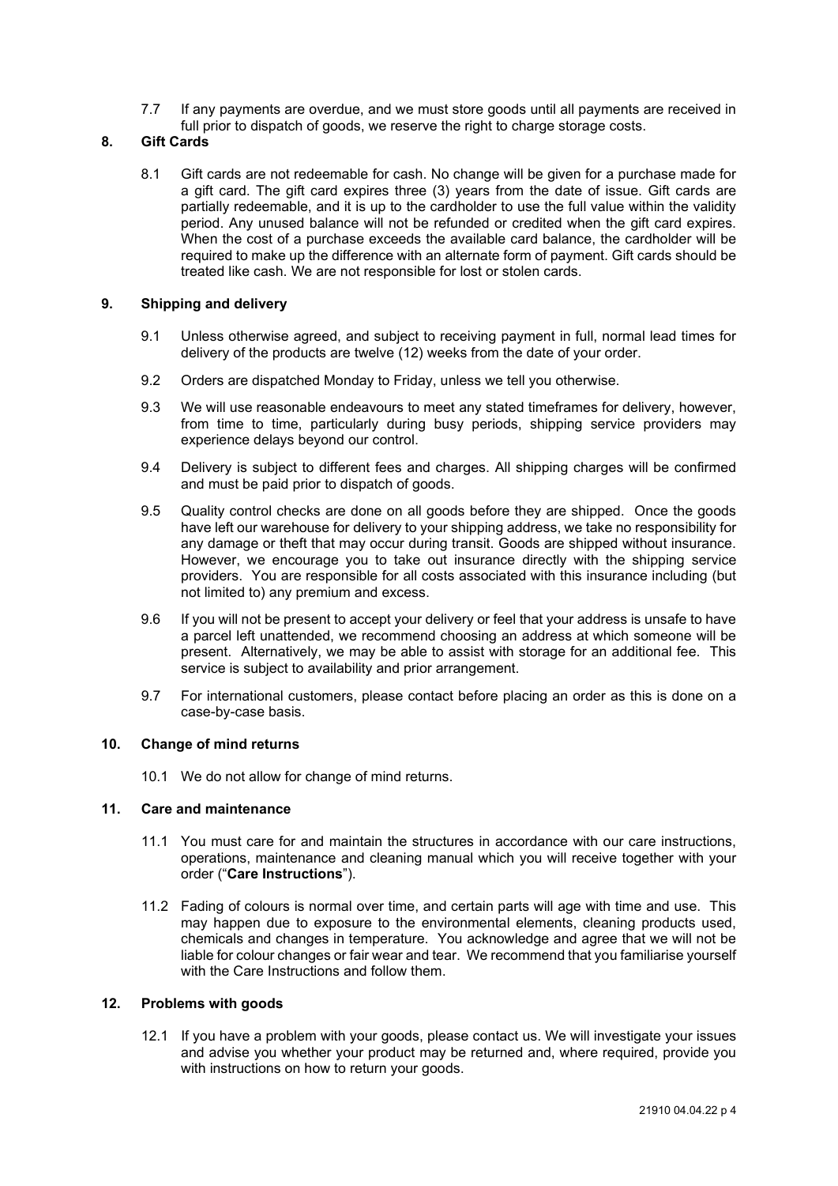7.7 If any payments are overdue, and we must store goods until all payments are received in full prior to dispatch of goods, we reserve the right to charge storage costs.

## 8. Gift Cards

8.1 Gift cards are not redeemable for cash. No change will be given for a purchase made for a gift card. The gift card expires three (3) years from the date of issue. Gift cards are partially redeemable, and it is up to the cardholder to use the full value within the validity period. Any unused balance will not be refunded or credited when the gift card expires. When the cost of a purchase exceeds the available card balance, the cardholder will be required to make up the difference with an alternate form of payment. Gift cards should be treated like cash. We are not responsible for lost or stolen cards.

## 9. Shipping and delivery

9.1 Unless otherwise agreed, and subject to receiving payment in full, normal lead times for delivery of the products are twelve (12) weeks from the date of your order.

9.2 Orders are dispatched Monday to Friday, unless we tell you otherwise.

9.3 We will use reasonable endeavours to meet any stated timeframes for delivery, however, from time to time, particularly during busy periods, shipping service providers may experience delays beyond our control.

9.4 Delivery is subject to different fees and charges. All shipping charges will be confirmed and must be paid prior to dispatch of goods.

9.5 Quality control checks are done on all goods before they are shipped. Once the goods have left our warehouse for delivery to your shipping address, we take no responsibility for any damage or theft that may occur during transit. Goods are shipped without insurance. However, we encourage you to take out insurance directly with the shipping service providers. You are responsible for all costs associated with this insurance including (but not limited to) any premium and excess.

9.6 If you will not be present to accept your delivery or feel that your address is unsafe to have a parcel left unattended, we recommend choosing an address at which someone will be present. Alternatively, we may be able to assist with storage for an additional fee. This service is subject to availability and prior arrangement.

9.7 For international customers, please contact before placing an order as this is done on a case-by-case basis.

## 10. Change of mind returns

10.1 We do not allow for change of mind returns.

## 11. Care and maintenance

11.1 You must care for and maintain the structures in accordance with our care instructions, operations, maintenance and cleaning manual which you will receive together with your order ("**Care Instructions**").

11.2 Fading of colours is normal over time, and certain parts will age with time and use. This may happen due to exposure to the environmental elements, cleaning products used, chemicals and changes in temperature. You acknowledge and agree that we will not be liable for colour changes or fair wear and tear. We recommend that you familiarise yourself with the Care Instructions and follow them.

## 12. Problems with goods

12.1 If you have a problem with your goods, please contact us. We will investigate your issues and advise you whether your product may be returned and, where required, provide you with instructions on how to return your goods.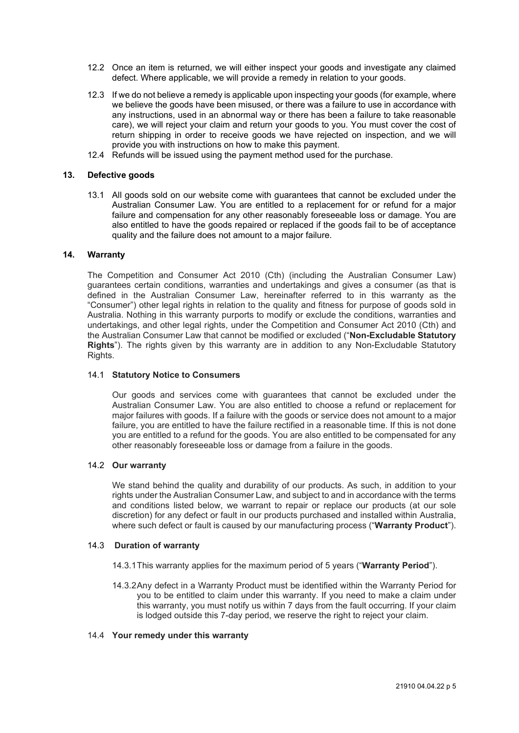12.2 Once an item is returned, we will either inspect your goods and investigate any claimed defect. Where applicable, we will provide a remedy in relation to your goods.

12.3 If we do not believe a remedy is applicable upon inspecting your goods (for example, where we believe the goods have been misused, or there was a failure to use in accordance with any instructions, used in an abnormal way or there has been a failure to take reasonable care), we will reject your claim and return your goods to you. You must cover the cost of return shipping in order to receive goods we have rejected on inspection, and we will provide you with instructions on how to make this payment.

12.4 Refunds will be issued using the payment method used for the purchase.

## 13. Defective goods

13.1 All goods sold on our website come with guarantees that cannot be excluded under the Australian Consumer Law. You are entitled to a replacement for or refund for a major failure and compensation for any other reasonably foreseeable loss or damage. You are also entitled to have the goods repaired or replaced if the goods fail to be of acceptance quality and the failure does not amount to a major failure.

## 14. Warranty

The Competition and Consumer Act 2010 (Cth) (including the Australian Consumer Law) guarantees certain conditions, warranties and undertakings and gives a consumer (as that is defined in the Australian Consumer Law, hereinafter referred to in this warranty as the "Consumer") other legal rights in relation to the quality and fitness for purpose of goods sold in Australia. Nothing in this warranty purports to modify or exclude the conditions, warranties and undertakings, and other legal rights, under the Competition and Consumer Act 2010 (Cth) and the Australian Consumer Law that cannot be modified or excluded ("**Non-Excludable Statutory Rights**"). The rights given by this warranty are in addition to any Non-Excludable Statutory Rights.

### 14.1 Statutory Notice to Consumers

Our goods and services come with guarantees that cannot be excluded under the Australian Consumer Law. You are also entitled to choose a refund or replacement for major failures with goods. If a failure with the goods or service does not amount to a major failure, you are entitled to have the failure rectified in a reasonable time. If this is not done you are entitled to a refund for the goods. You are also entitled to be compensated for any other reasonably foreseeable loss or damage from a failure in the goods.

### 14.2 Our warranty

We stand behind the quality and durability of our products. As such, in addition to your rights under the Australian Consumer Law, and subject to and in accordance with the terms and conditions listed below, we warrant to repair or replace our products (at our sole discretion) for any defect or fault in our products purchased and installed within Australia, where such defect or fault is caused by our manufacturing process ("**Warranty Product**").

### 14.3 Duration of warranty

14.3.1 This warranty applies for the maximum period of 5 years ("**Warranty Period**").

14.3.2 Any defect in a Warranty Product must be identified within the Warranty Period for you to be entitled to claim under this warranty. If you need to make a claim under this warranty, you must notify us within 7 days from the fault occurring. If your claim is lodged outside this 7-day period, we reserve the right to reject your claim.

### 14.4 Your remedy under this warranty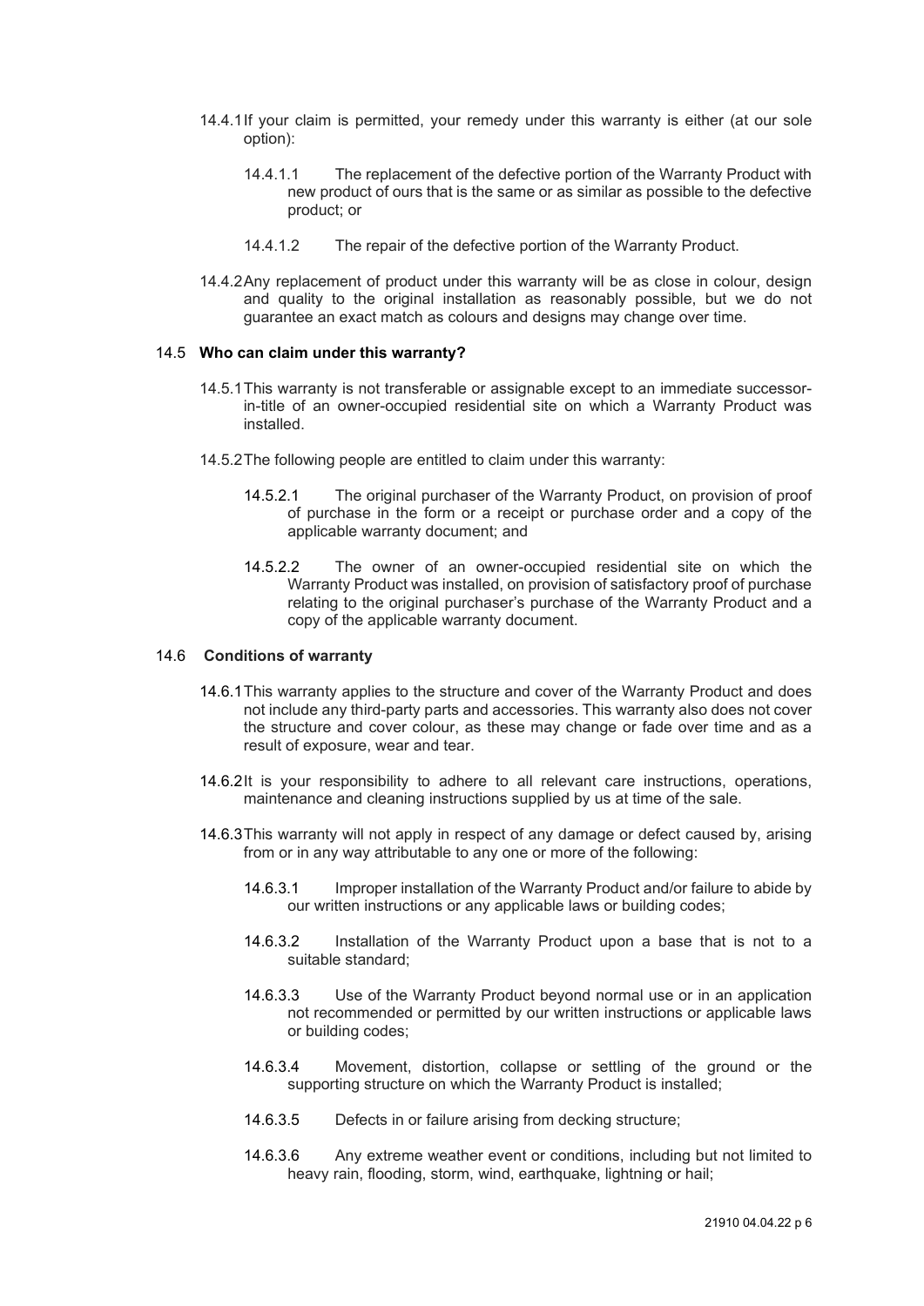14.4.1 If your claim is permitted, your remedy under this warranty is either (at our sole option):

14.4.1.1 The replacement of the defective portion of the Warranty Product with new product of ours that is the same or as similar as possible to the defective product; or

14.4.1.2 The repair of the defective portion of the Warranty Product.

14.4.2 Any replacement of product under this warranty will be as close in colour, design and quality to the original installation as reasonably possible, but we do not guarantee an exact match as colours and designs may change over time.

### 14.5 Who can claim under this warranty?

14.5.1 This warranty is not transferable or assignable except to an immediate successor-in-title of an owner-occupied residential site on which a Warranty Product was installed.

14.5.2 The following people are entitled to claim under this warranty:

14.5.2.1 The original purchaser of the Warranty Product, on provision of proof of purchase in the form or a receipt or purchase order and a copy of the applicable warranty document; and

14.5.2.2 The owner of an owner-occupied residential site on which the Warranty Product was installed, on provision of satisfactory proof of purchase relating to the original purchaser's purchase of the Warranty Product and a copy of the applicable warranty document.

### 14.6 Conditions of warranty

14.6.1 This warranty applies to the structure and cover of the Warranty Product and does not include any third-party parts and accessories. This warranty also does not cover the structure and cover colour, as these may change or fade over time and as a result of exposure, wear and tear.

14.6.2 It is your responsibility to adhere to all relevant care instructions, operations, maintenance and cleaning instructions supplied by us at time of the sale.

14.6.3 This warranty will not apply in respect of any damage or defect caused by, arising from or in any way attributable to any one or more of the following:

14.6.3.1 Improper installation of the Warranty Product and/or failure to abide by our written instructions or any applicable laws or building codes;

14.6.3.2 Installation of the Warranty Product upon a base that is not to a suitable standard;

14.6.3.3 Use of the Warranty Product beyond normal use or in an application not recommended or permitted by our written instructions or applicable laws or building codes;

14.6.3.4 Movement, distortion, collapse or settling of the ground or the supporting structure on which the Warranty Product is installed;

14.6.3.5 Defects in or failure arising from decking structure;

14.6.3.6 Any extreme weather event or conditions, including but not limited to heavy rain, flooding, storm, wind, earthquake, lightning or hail;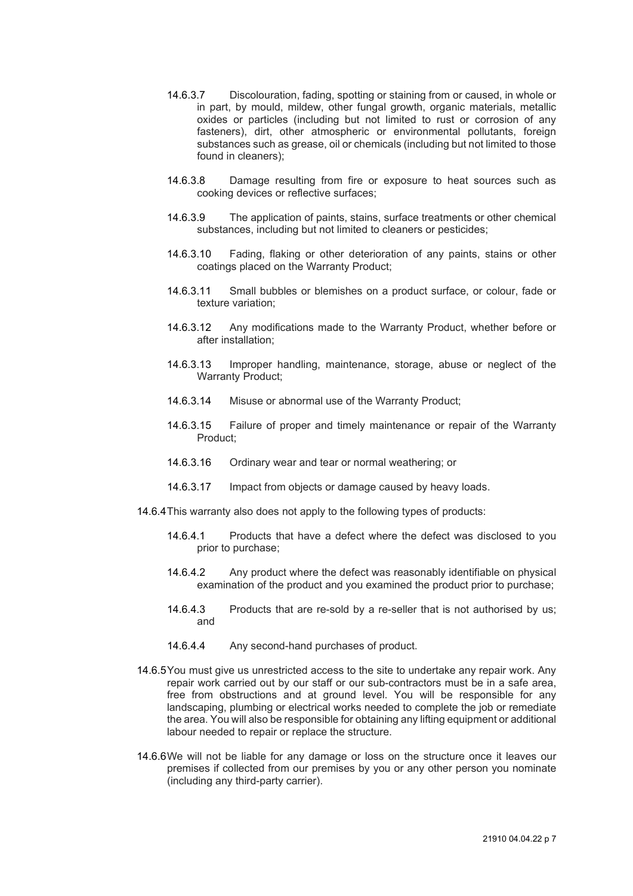14.6.3.7 Discolouration, fading, spotting or staining from or caused, in whole or in part, by mould, mildew, other fungal growth, organic materials, metallic oxides or particles (including but not limited to rust or corrosion of any fasteners), dirt, other atmospheric or environmental pollutants, foreign substances such as grease, oil or chemicals (including but not limited to those found in cleaners);

14.6.3.8 Damage resulting from fire or exposure to heat sources such as cooking devices or reflective surfaces;

14.6.3.9 The application of paints, stains, surface treatments or other chemical substances, including but not limited to cleaners or pesticides;

14.6.3.10 Fading, flaking or other deterioration of any paints, stains or other coatings placed on the Warranty Product;

14.6.3.11 Small bubbles or blemishes on a product surface, or colour, fade or texture variation;

14.6.3.12 Any modifications made to the Warranty Product, whether before or after installation;

14.6.3.13 Improper handling, maintenance, storage, abuse or neglect of the Warranty Product;

14.6.3.14 Misuse or abnormal use of the Warranty Product;

14.6.3.15 Failure of proper and timely maintenance or repair of the Warranty Product;

14.6.3.16 Ordinary wear and tear or normal weathering; or

14.6.3.17 Impact from objects or damage caused by heavy loads.

14.6.4 This warranty also does not apply to the following types of products:

14.6.4.1 Products that have a defect where the defect was disclosed to you prior to purchase;

14.6.4.2 Any product where the defect was reasonably identifiable on physical examination of the product and you examined the product prior to purchase;

14.6.4.3 Products that are re-sold by a re-seller that is not authorised by us; and

14.6.4.4 Any second-hand purchases of product.

14.6.5 You must give us unrestricted access to the site to undertake any repair work. Any repair work carried out by our staff or our sub-contractors must be in a safe area, free from obstructions and at ground level. You will be responsible for any landscaping, plumbing or electrical works needed to complete the job or remediate the area. You will also be responsible for obtaining any lifting equipment or additional labour needed to repair or replace the structure.

14.6.6 We will not be liable for any damage or loss on the structure once it leaves our premises if collected from our premises by you or any other person you nominate (including any third-party carrier).

21910 04.04.22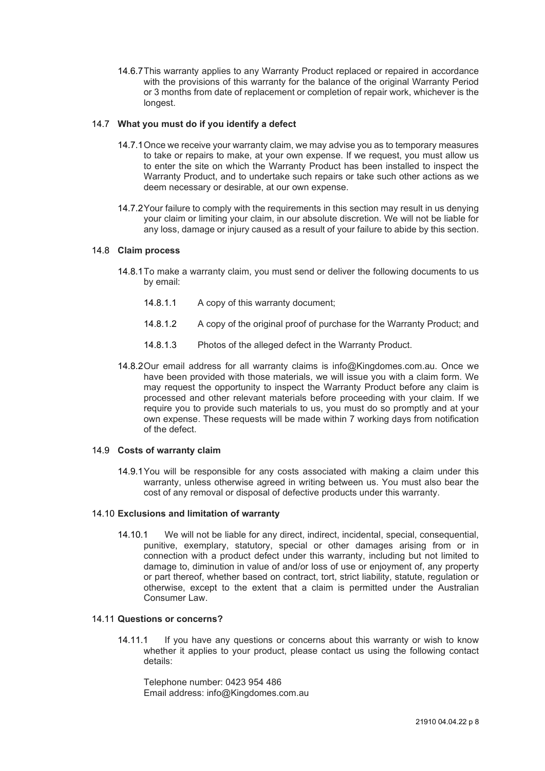14.6.7 This warranty applies to any Warranty Product replaced or repaired in accordance with the provisions of this warranty for the balance of the original Warranty Period or 3 months from date of replacement or completion of repair work, whichever is the longest.

### 14.7 What you must do if you identify a defect

14.7.1 Once we receive your warranty claim, we may advise you as to temporary measures to take or repairs to make, at your own expense. If we request, you must allow us to enter the site on which the Warranty Product has been installed to inspect the Warranty Product, and to undertake such repairs or take such other actions as we deem necessary or desirable, at our own expense.

14.7.2 Your failure to comply with the requirements in this section may result in us denying your claim or limiting your claim, in our absolute discretion. We will not be liable for any loss, damage or injury caused as a result of your failure to abide by this section.

### 14.8 Claim process

14.8.1 To make a warranty claim, you must send or deliver the following documents to us by email:

14.8.1.1 A copy of this warranty document;

14.8.1.2 A copy of the original proof of purchase for the Warranty Product; and

14.8.1.3 Photos of the alleged defect in the Warranty Product.

14.8.2 Our email address for all warranty claims is info@Kingdomes.com.au. Once we have been provided with those materials, we will issue you with a claim form. We may request the opportunity to inspect the Warranty Product before any claim is processed and other relevant materials before proceeding with your claim. If we require you to provide such materials to us, you must do so promptly and at your own expense. These requests will be made within 7 working days from notification of the defect.

### 14.9 Costs of warranty claim

14.9.1 You will be responsible for any costs associated with making a claim under this warranty, unless otherwise agreed in writing between us. You must also bear the cost of any removal or disposal of defective products under this warranty.

### 14.10 Exclusions and limitation of warranty

14.10.1 We will not be liable for any direct, indirect, incidental, special, consequential, punitive, exemplary, statutory, special or other damages arising from or in connection with a product defect under this warranty, including but not limited to damage to, diminution in value of and/or loss of use or enjoyment of, any property or part thereof, whether based on contract, tort, strict liability, statute, regulation or otherwise, except to the extent that a claim is permitted under the Australian Consumer Law.

### 14.11 Questions or concerns?

14.11.1 If you have any questions or concerns about this warranty or wish to know whether it applies to your product, please contact us using the following contact details:

Telephone number: 0423 954 486
Email address: info@Kingdomes.com.au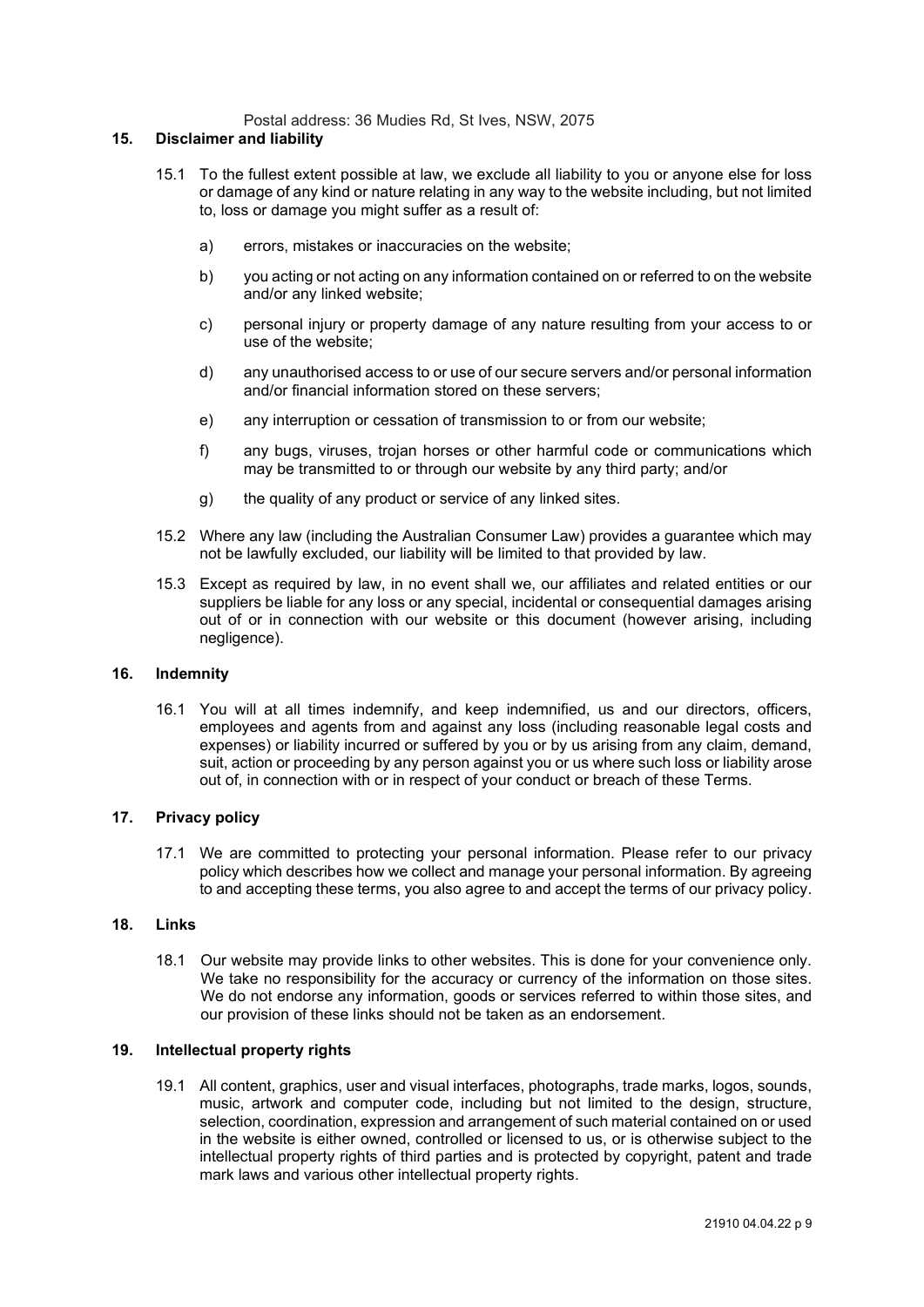Postal address: 36 Mudies Rd, St Ives, NSW, 2075

## 15. Disclaimer and liability

15.1 To the fullest extent possible at law, we exclude all liability to you or anyone else for loss or damage of any kind or nature relating in any way to the website including, but not limited to, loss or damage you might suffer as a result of:

a) errors, mistakes or inaccuracies on the website;

b) you acting or not acting on any information contained on or referred to on the website and/or any linked website;

c) personal injury or property damage of any nature resulting from your access to or use of the website;

d) any unauthorised access to or use of our secure servers and/or personal information and/or financial information stored on these servers;

e) any interruption or cessation of transmission to or from our website;

f) any bugs, viruses, trojan horses or other harmful code or communications which may be transmitted to or through our website by any third party; and/or

g) the quality of any product or service of any linked sites.

15.2 Where any law (including the Australian Consumer Law) provides a guarantee which may not be lawfully excluded, our liability will be limited to that provided by law.

15.3 Except as required by law, in no event shall we, our affiliates and related entities or our suppliers be liable for any loss or any special, incidental or consequential damages arising out of or in connection with our website or this document (however arising, including negligence).

## 16. Indemnity

16.1 You will at all times indemnify, and keep indemnified, us and our directors, officers, employees and agents from and against any loss (including reasonable legal costs and expenses) or liability incurred or suffered by you or by us arising from any claim, demand, suit, action or proceeding by any person against you or us where such loss or liability arose out of, in connection with or in respect of your conduct or breach of these Terms.

## 17. Privacy policy

17.1 We are committed to protecting your personal information. Please refer to our privacy policy which describes how we collect and manage your personal information. By agreeing to and accepting these terms, you also agree to and accept the terms of our privacy policy.

## 18. Links

18.1 Our website may provide links to other websites. This is done for your convenience only. We take no responsibility for the accuracy or currency of the information on those sites. We do not endorse any information, goods or services referred to within those sites, and our provision of these links should not be taken as an endorsement.

## 19. Intellectual property rights

19.1 All content, graphics, user and visual interfaces, photographs, trade marks, logos, sounds, music, artwork and computer code, including but not limited to the design, structure, selection, coordination, expression and arrangement of such material contained on or used in the website is either owned, controlled or licensed to us, or is otherwise subject to the intellectual property rights of third parties and is protected by copyright, patent and trade mark laws and various other intellectual property rights.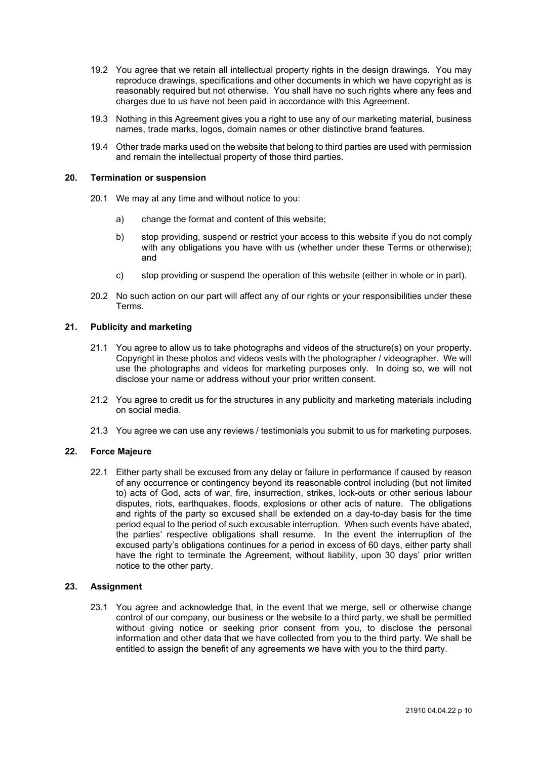19.2 You agree that we retain all intellectual property rights in the design drawings. You may reproduce drawings, specifications and other documents in which we have copyright as is reasonably required but not otherwise. You shall have no such rights where any fees and charges due to us have not been paid in accordance with this Agreement.

19.3 Nothing in this Agreement gives you a right to use any of our marketing material, business names, trade marks, logos, domain names or other distinctive brand features.

19.4 Other trade marks used on the website that belong to third parties are used with permission and remain the intellectual property of those third parties.

## 20. Termination or suspension

20.1 We may at any time and without notice to you:

a) change the format and content of this website;

b) stop providing, suspend or restrict your access to this website if you do not comply with any obligations you have with us (whether under these Terms or otherwise); and

c) stop providing or suspend the operation of this website (either in whole or in part).

20.2 No such action on our part will affect any of our rights or your responsibilities under these Terms.

## 21. Publicity and marketing

21.1 You agree to allow us to take photographs and videos of the structure(s) on your property. Copyright in these photos and videos vests with the photographer / videographer. We will use the photographs and videos for marketing purposes only. In doing so, we will not disclose your name or address without your prior written consent.

21.2 You agree to credit us for the structures in any publicity and marketing materials including on social media.

21.3 You agree we can use any reviews / testimonials you submit to us for marketing purposes.

## 22. Force Majeure

22.1 Either party shall be excused from any delay or failure in performance if caused by reason of any occurrence or contingency beyond its reasonable control including (but not limited to) acts of God, acts of war, fire, insurrection, strikes, lock-outs or other serious labour disputes, riots, earthquakes, floods, explosions or other acts of nature. The obligations and rights of the party so excused shall be extended on a day-to-day basis for the time period equal to the period of such excusable interruption. When such events have abated, the parties' respective obligations shall resume. In the event the interruption of the excused party's obligations continues for a period in excess of 60 days, either party shall have the right to terminate the Agreement, without liability, upon 30 days' prior written notice to the other party.

## 23. Assignment

23.1 You agree and acknowledge that, in the event that we merge, sell or otherwise change control of our company, our business or the website to a third party, we shall be permitted without giving notice or seeking prior consent from you, to disclose the personal information and other data that we have collected from you to the third party. We shall be entitled to assign the benefit of any agreements we have with you to the third party.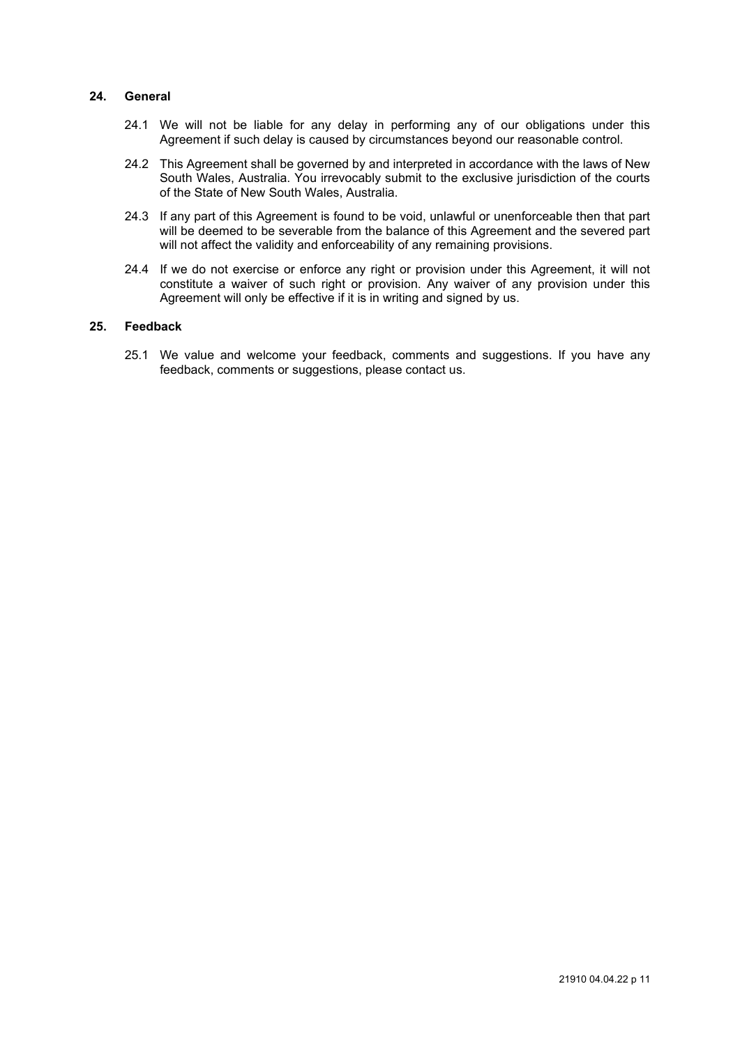## 24. General

24.1 We will not be liable for any delay in performing any of our obligations under this Agreement if such delay is caused by circumstances beyond our reasonable control.

24.2 This Agreement shall be governed by and interpreted in accordance with the laws of New South Wales, Australia. You irrevocably submit to the exclusive jurisdiction of the courts of the State of New South Wales, Australia.

24.3 If any part of this Agreement is found to be void, unlawful or unenforceable then that part will be deemed to be severable from the balance of this Agreement and the severed part will not affect the validity and enforceability of any remaining provisions.

24.4 If we do not exercise or enforce any right or provision under this Agreement, it will not constitute a waiver of such right or provision. Any waiver of any provision under this Agreement will only be effective if it is in writing and signed by us.

## 25. Feedback

25.1 We value and welcome your feedback, comments and suggestions. If you have any feedback, comments or suggestions, please contact us.